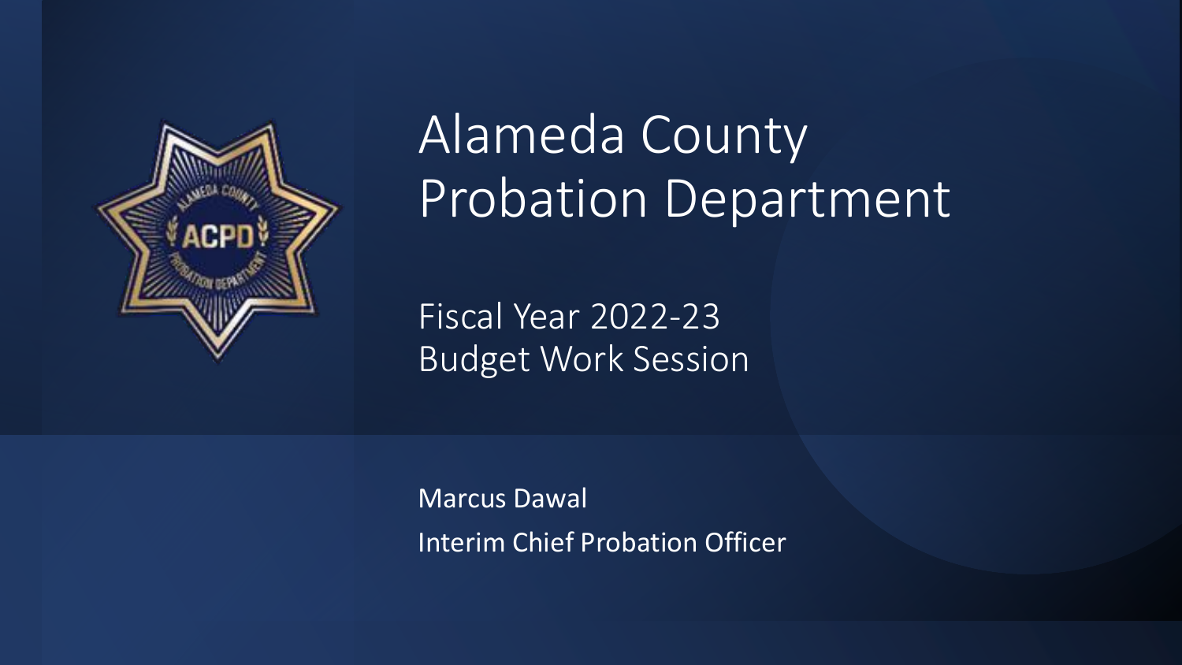# Alameda County Probation Department

## Fiscal Year 2022-23 Budget Work Session

Marcus Dawal

Interim Chief Probation Officer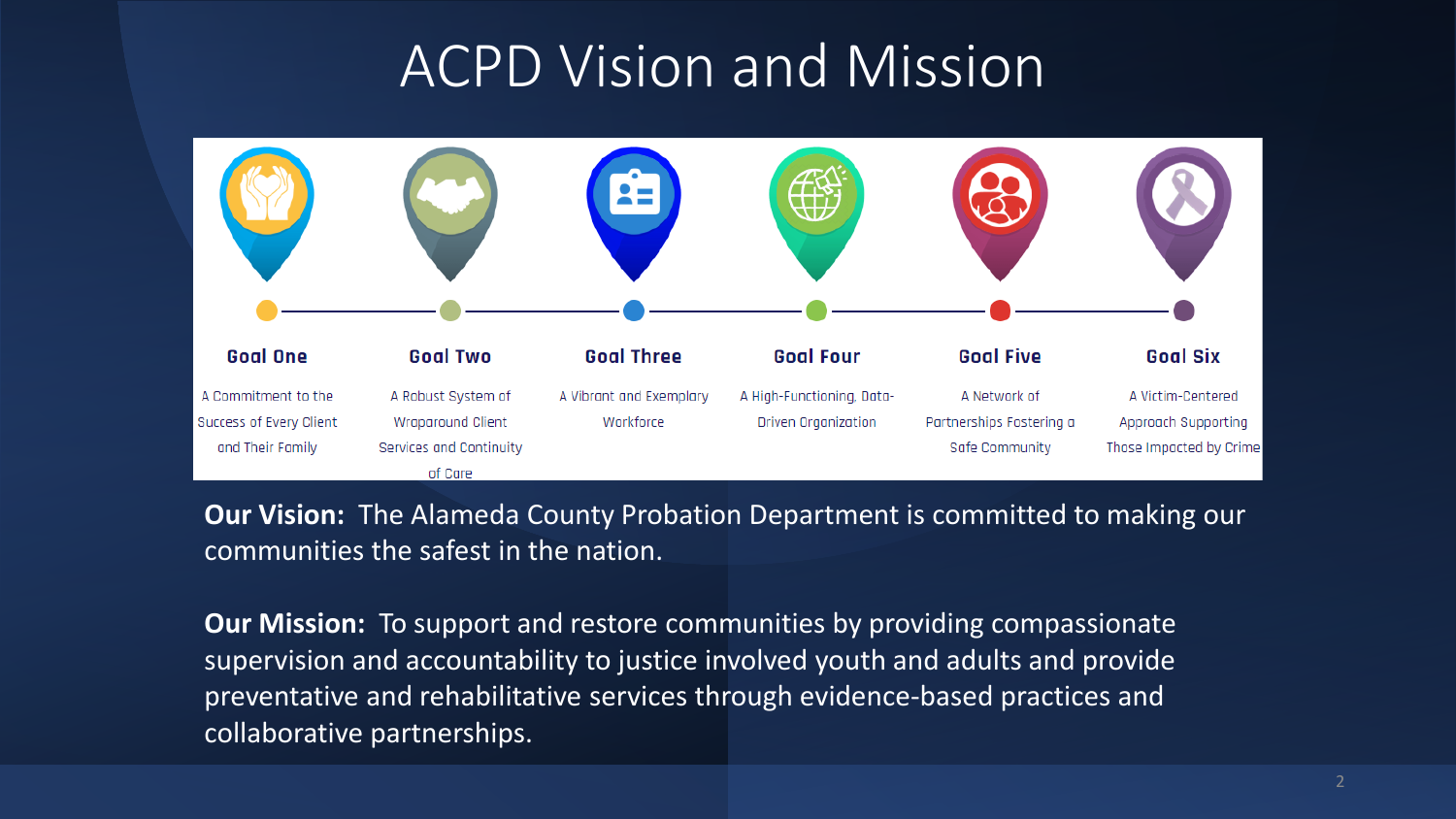# ACPD Vision and Mission

**Goal One**
A Commitment to the Success of Every Client and Their Family

**Goal Two**
A Robust System of Wraparound Client Services and Continuity of Care

**Goal Three**
A Vibrant and Exemplary Workforce

**Goal Four**
A High-Functioning, Data-Driven Organization

**Goal Five**
A Network of Partnerships Fostering a Safe Community

**Goal Six**
A Victim-Centered Approach Supporting Those Impacted by Crime

**Our Vision:** The Alameda County Probation Department is committed to making our communities the safest in the nation.

**Our Mission:** To support and restore communities by providing compassionate supervision and accountability to justice involved youth and adults and provide preventative and rehabilitative services through evidence-based practices and collaborative partnerships.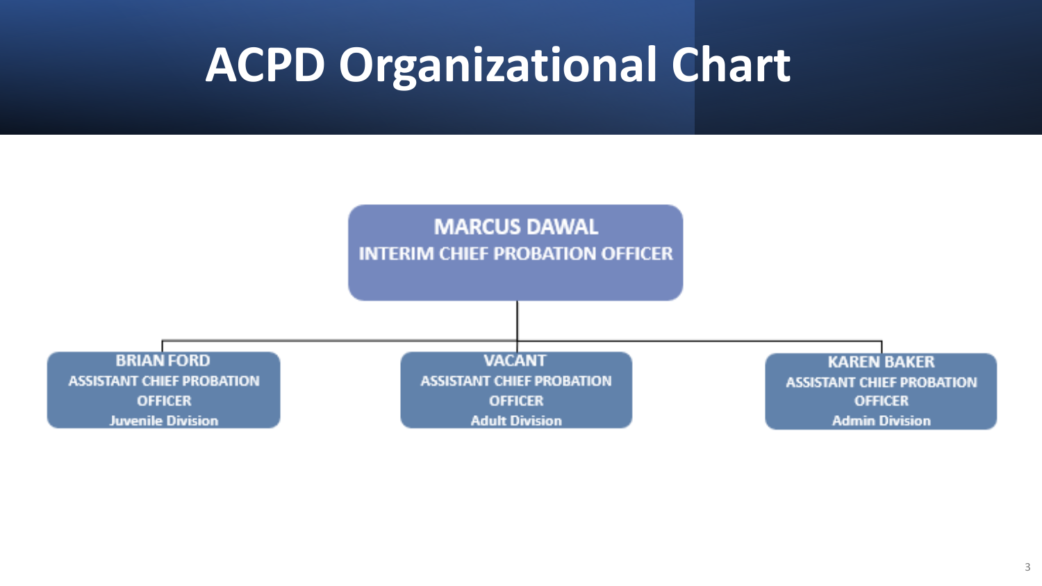# ACPD Organizational Chart

**MARCUS DAWAL**
**INTERIM CHIEF PROBATION OFFICER**

- **BRIAN FORD**
  **ASSISTANT CHIEF PROBATION OFFICER**
  **Juvenile Division**
- **VACANT**
  **ASSISTANT CHIEF PROBATION OFFICER**
  **Adult Division**
- **KAREN BAKER**
  **ASSISTANT CHIEF PROBATION OFFICER**
  **Admin Division**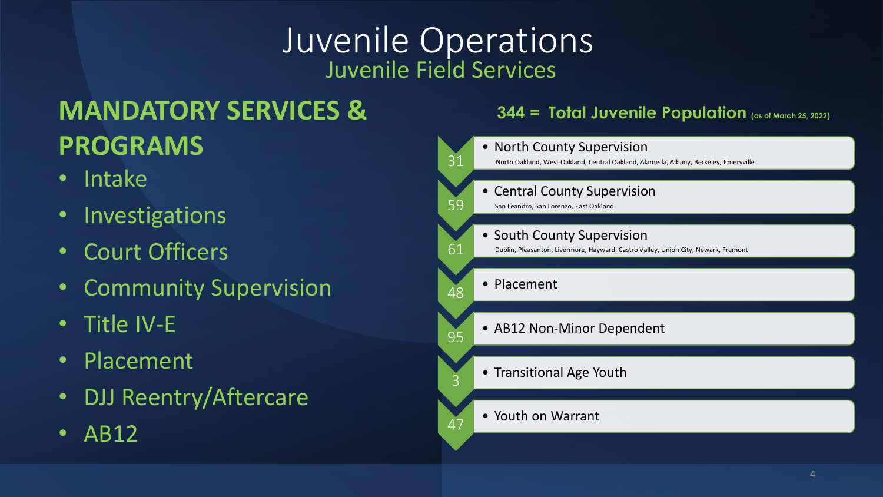# Juvenile Operations

## Juvenile Field Services

## MANDATORY SERVICES & PROGRAMS

- Intake
- Investigations
- Court Officers
- Community Supervision
- Title IV-E
- Placement
- DJJ Reentry/Aftercare
- AB12

### 344 = Total Juvenile Population (as of March 25, 2022)

| Count | Category |
|---|---|
| 31 | North County Supervision<br>North Oakland, West Oakland, Central Oakland, Alameda, Albany, Berkeley, Emeryville |
| 59 | Central County Supervision<br>San Leandro, San Lorenzo, East Oakland |
| 61 | South County Supervision<br>Dublin, Pleasanton, Livermore, Hayward, Castro Valley, Union City, Newark, Fremont |
| 48 | Placement |
| 95 | AB12 Non-Minor Dependent |
| 3 | Transitional Age Youth |
| 47 | Youth on Warrant |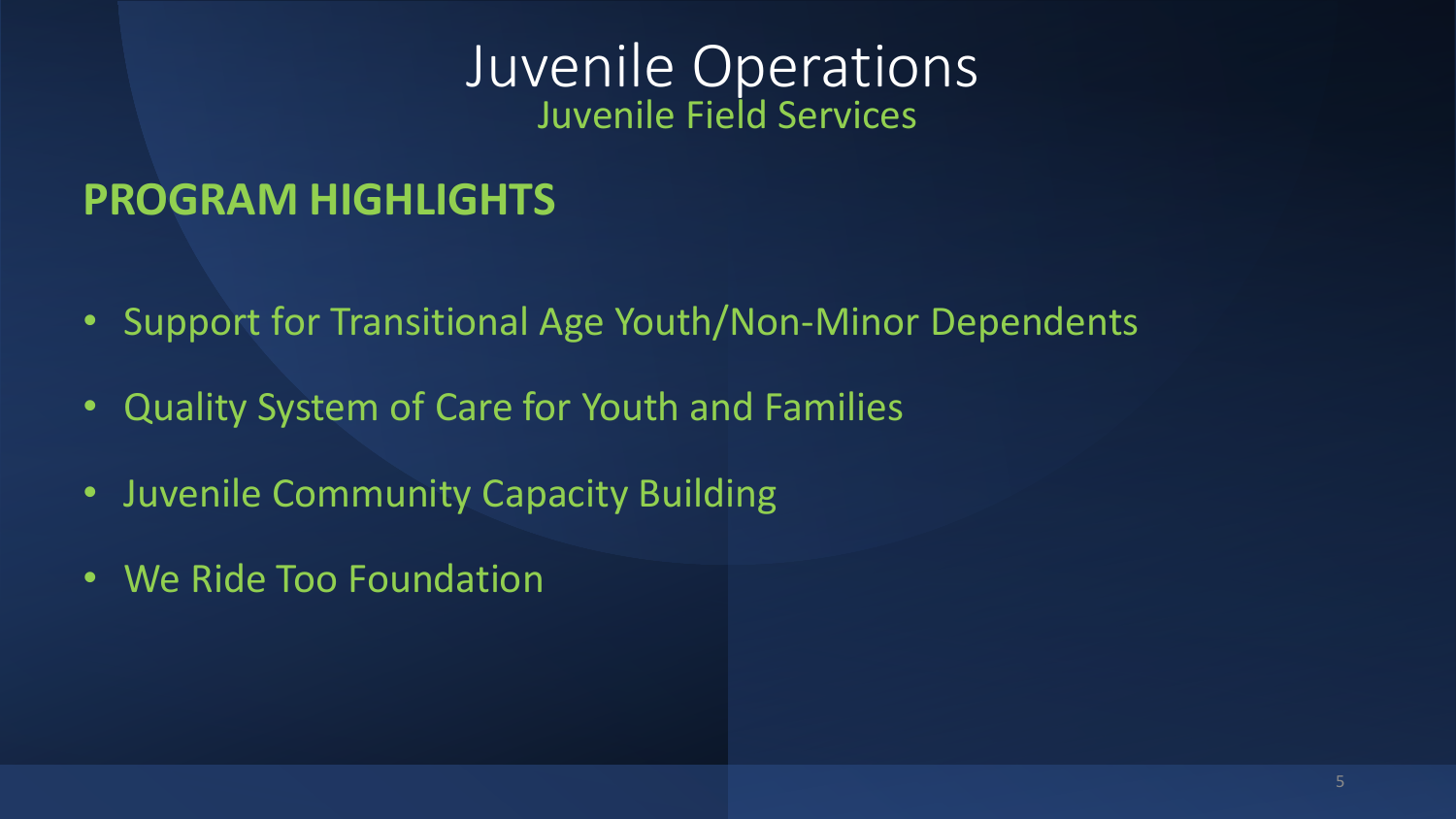# Juvenile Operations

## Juvenile Field Services

### PROGRAM HIGHLIGHTS

- Support for Transitional Age Youth/Non-Minor Dependents
- Quality System of Care for Youth and Families
- Juvenile Community Capacity Building
- We Ride Too Foundation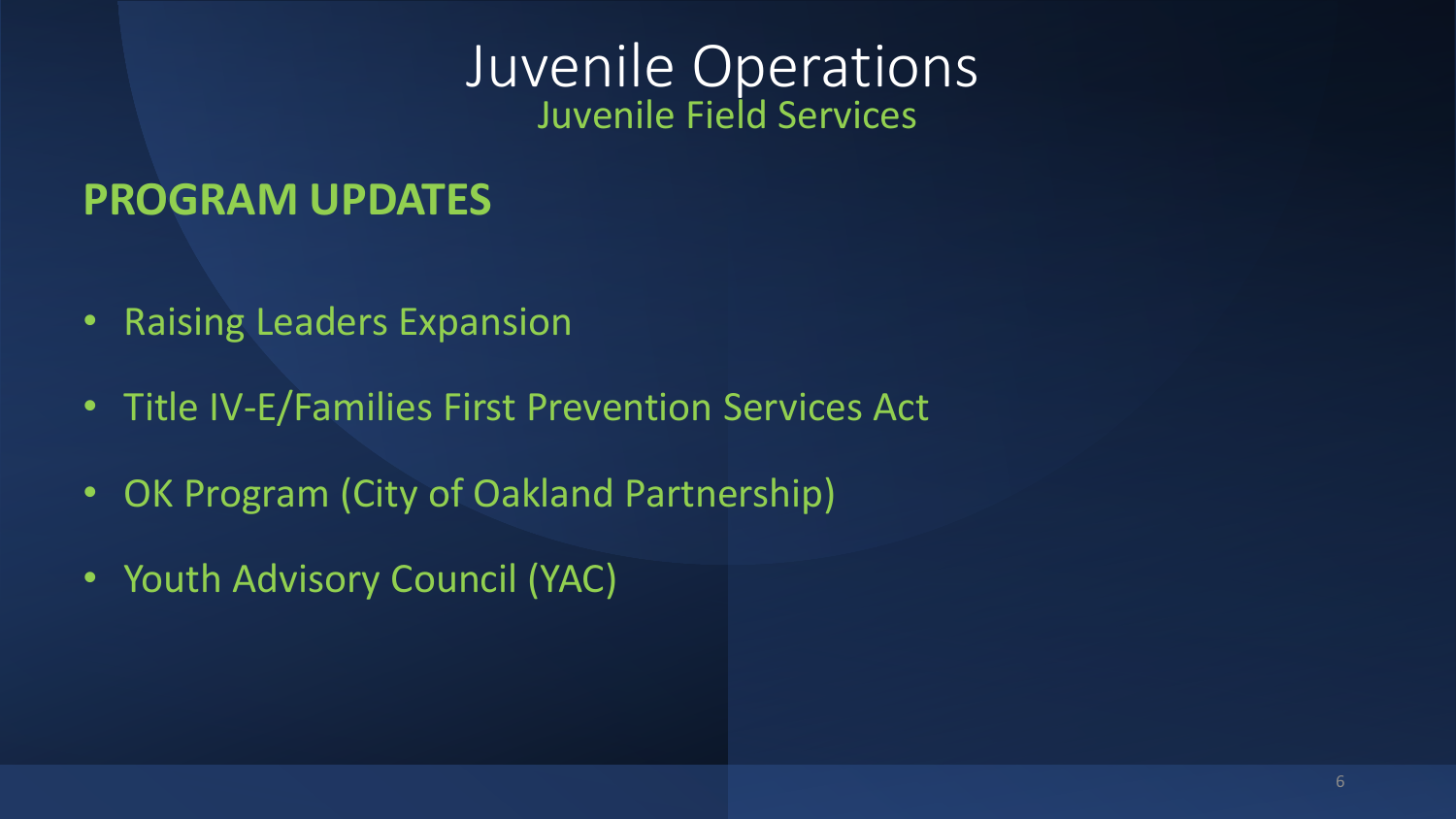# Juvenile Operations

## Juvenile Field Services

### PROGRAM UPDATES

- Raising Leaders Expansion
- Title IV-E/Families First Prevention Services Act
- OK Program (City of Oakland Partnership)
- Youth Advisory Council (YAC)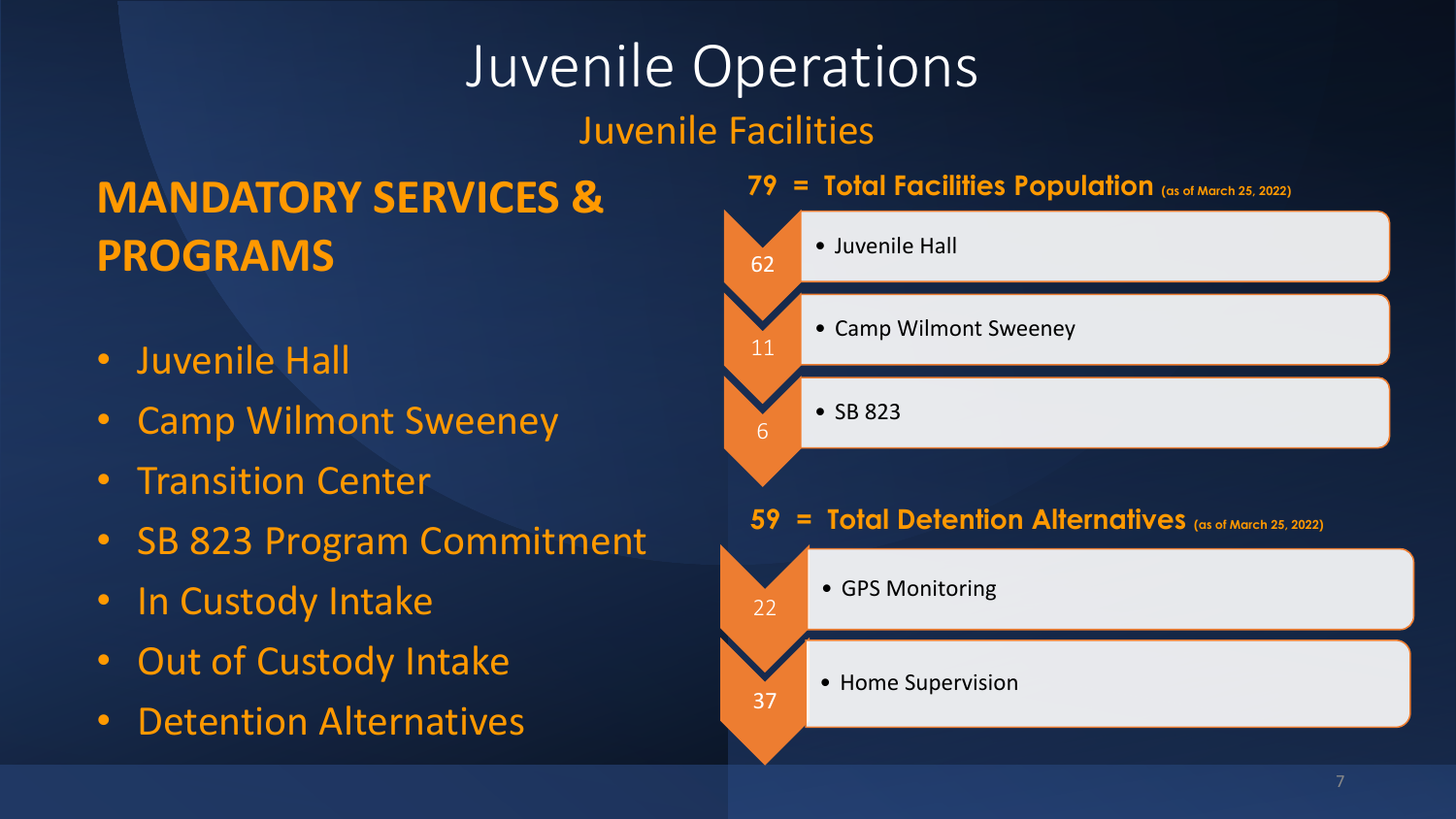# Juvenile Operations

## Juvenile Facilities

### MANDATORY SERVICES & PROGRAMS

- Juvenile Hall
- Camp Wilmont Sweeney
- Transition Center
- SB 823 Program Commitment
- In Custody Intake
- Out of Custody Intake
- Detention Alternatives

**79 = Total Facilities Population** (as of March 25, 2022)

- 62 — Juvenile Hall
- 11 — Camp Wilmont Sweeney
- 6 — SB 823

**59 = Total Detention Alternatives** (as of March 25, 2022)

- 22 — GPS Monitoring
- 37 — Home Supervision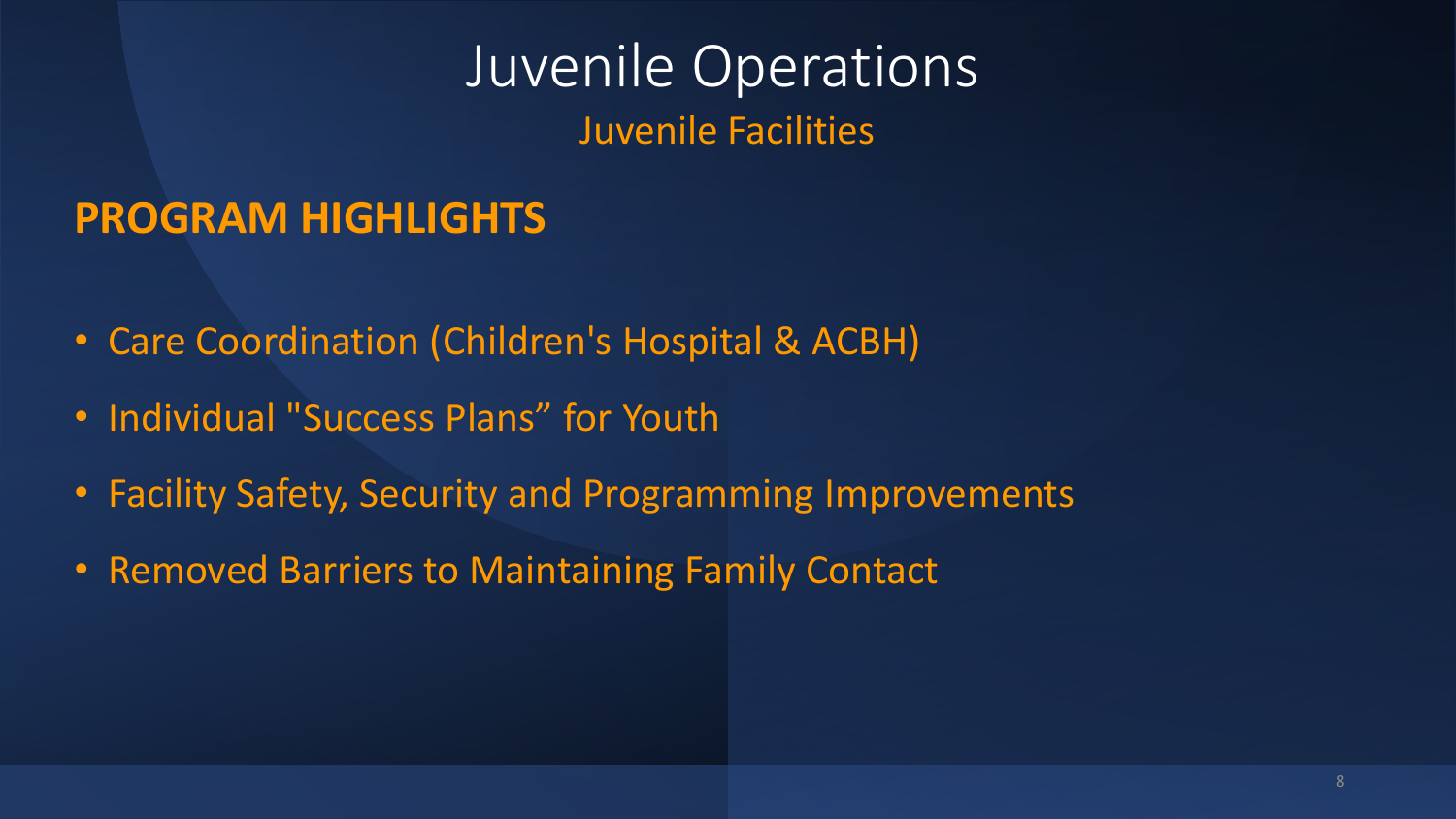# Juvenile Operations

## Juvenile Facilities

### PROGRAM HIGHLIGHTS

- Care Coordination (Children's Hospital & ACBH)
- Individual "Success Plans" for Youth
- Facility Safety, Security and Programming Improvements
- Removed Barriers to Maintaining Family Contact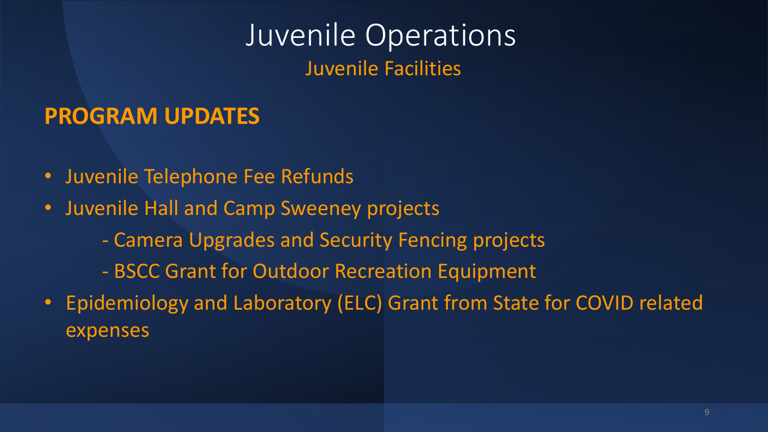# Juvenile Operations

## Juvenile Facilities

### PROGRAM UPDATES

- Juvenile Telephone Fee Refunds
- Juvenile Hall and Camp Sweeney projects
    - Camera Upgrades and Security Fencing projects
    - BSCC Grant for Outdoor Recreation Equipment
- Epidemiology and Laboratory (ELC) Grant from State for COVID related expenses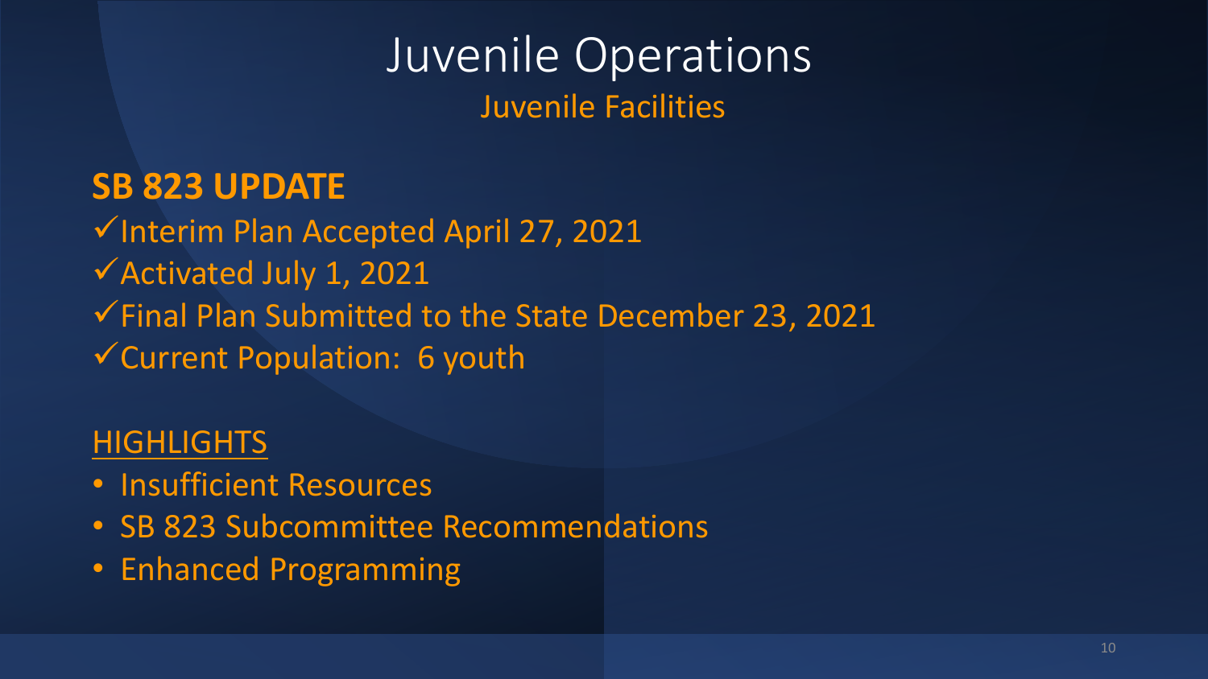# Juvenile Operations

## Juvenile Facilities

**SB 823 UPDATE**

✓Interim Plan Accepted April 27, 2021
✓Activated July 1, 2021
✓Final Plan Submitted to the State December 23, 2021
✓Current Population: 6 youth

HIGHLIGHTS

- Insufficient Resources
- SB 823 Subcommittee Recommendations
- Enhanced Programming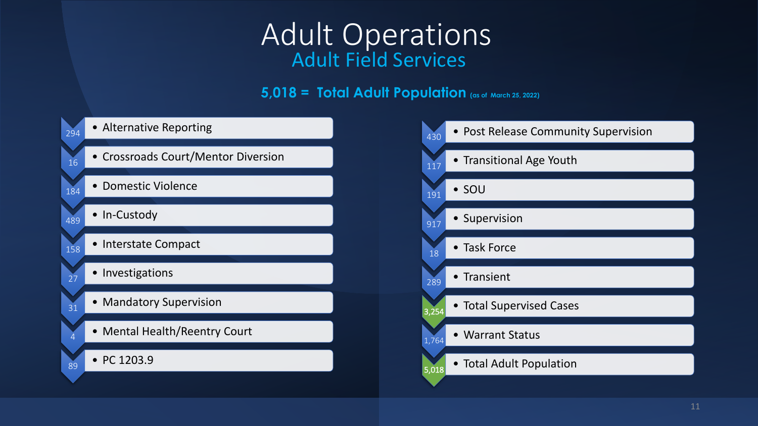# Adult Operations

## Adult Field Services

**5,018 = Total Adult Population** (as of March 25, 2022)

| Count | Category |
|---|---|
| 294 | Alternative Reporting |
| 16 | Crossroads Court/Mentor Diversion |
| 184 | Domestic Violence |
| 489 | In-Custody |
| 158 | Interstate Compact |
| 27 | Investigations |
| 31 | Mandatory Supervision |
| 4 | Mental Health/Reentry Court |
| 89 | PC 1203.9 |
| 430 | Post Release Community Supervision |
| 117 | Transitional Age Youth |
| 191 | SOU |
| 917 | Supervision |
| 18 | Task Force |
| 289 | Transient |
| 3,254 | Total Supervised Cases |
| 1,764 | Warrant Status |
| 5,018 | Total Adult Population |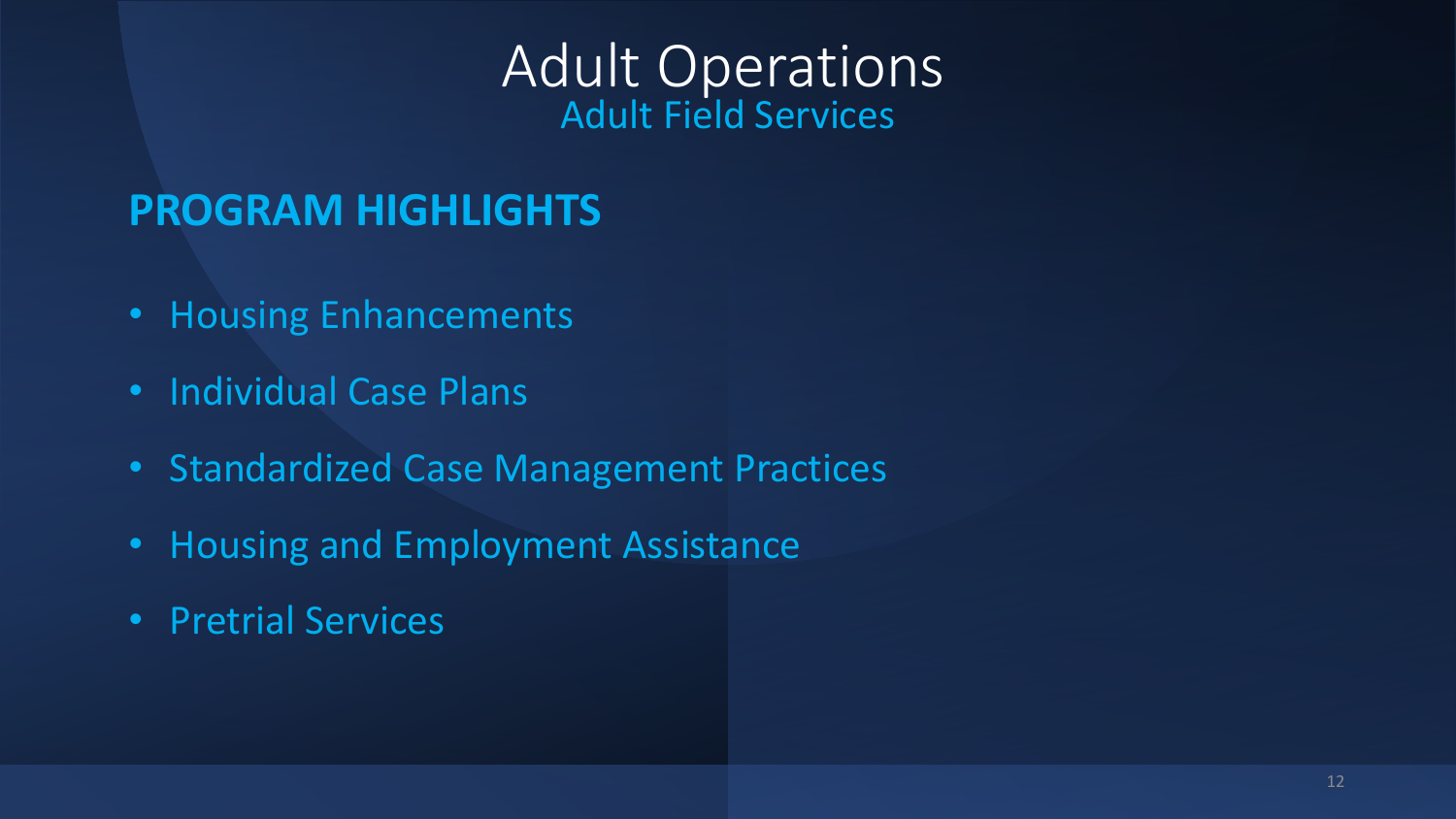# Adult Operations

## Adult Field Services

### PROGRAM HIGHLIGHTS

- Housing Enhancements
- Individual Case Plans
- Standardized Case Management Practices
- Housing and Employment Assistance
- Pretrial Services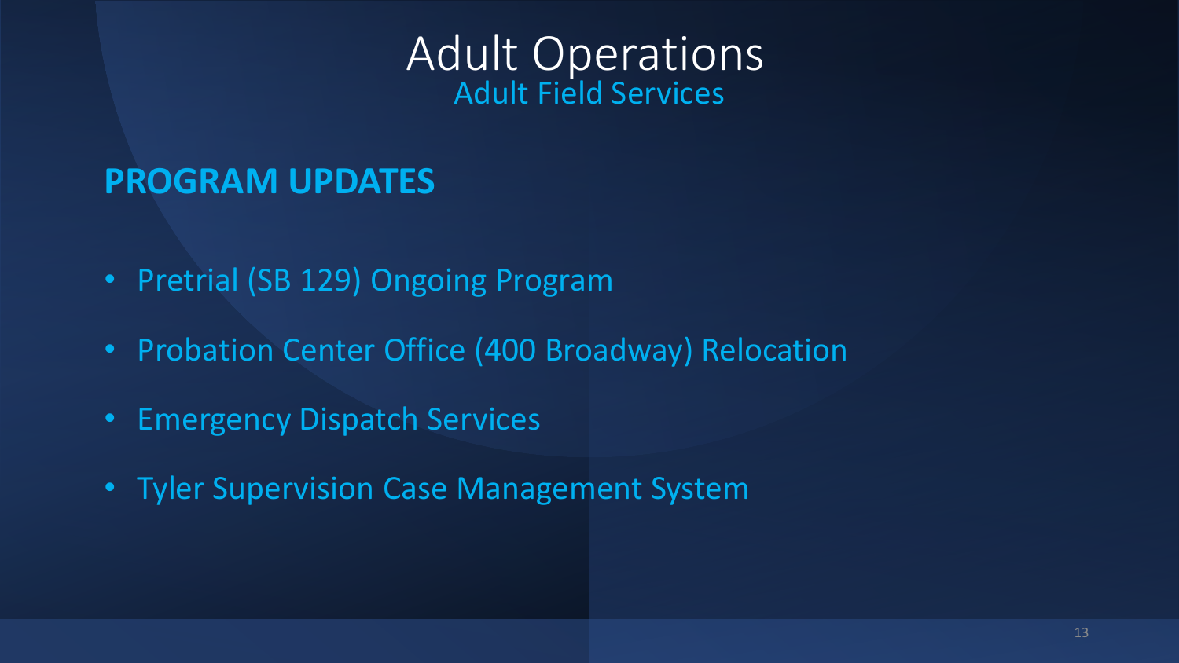# Adult Operations

## Adult Field Services

### PROGRAM UPDATES

- Pretrial (SB 129) Ongoing Program
- Probation Center Office (400 Broadway) Relocation
- Emergency Dispatch Services
- Tyler Supervision Case Management System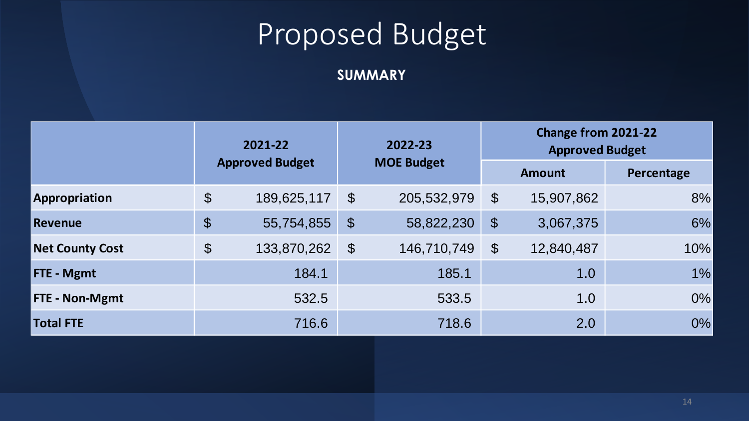# Proposed Budget

**SUMMARY**

| | 2021-22 Approved Budget | 2022-23 MOE Budget | Change from 2021-22 Approved Budget | |
|---|---|---|---|---|
| | | | Amount | Percentage |
| **Appropriation** | $ 189,625,117 | $ 205,532,979 | $ 15,907,862 | 8% |
| **Revenue** | $ 55,754,855 | $ 58,822,230 | $ 3,067,375 | 6% |
| **Net County Cost** | $ 133,870,262 | $ 146,710,749 | $ 12,840,487 | 10% |
| **FTE - Mgmt** | 184.1 | 185.1 | 1.0 | 1% |
| **FTE - Non-Mgmt** | 532.5 | 533.5 | 1.0 | 0% |
| **Total FTE** | 716.6 | 718.6 | 2.0 | 0% |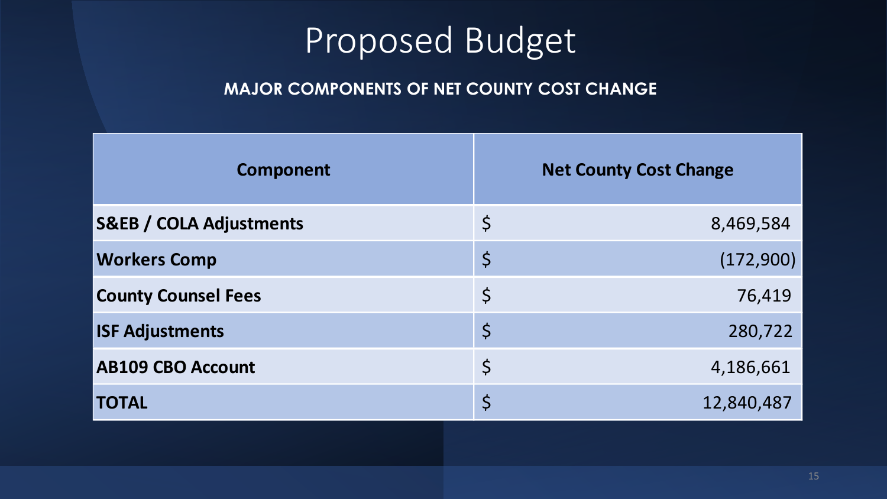# Proposed Budget

**MAJOR COMPONENTS OF NET COUNTY COST CHANGE**

| Component | Net County Cost Change |
|---|---|
| **S&EB / COLA Adjustments** | $ 8,469,584 |
| **Workers Comp** | $ (172,900) |
| **County Counsel Fees** | $ 76,419 |
| **ISF Adjustments** | $ 280,722 |
| **AB109 CBO Account** | $ 4,186,661 |
| **TOTAL** | $ 12,840,487 |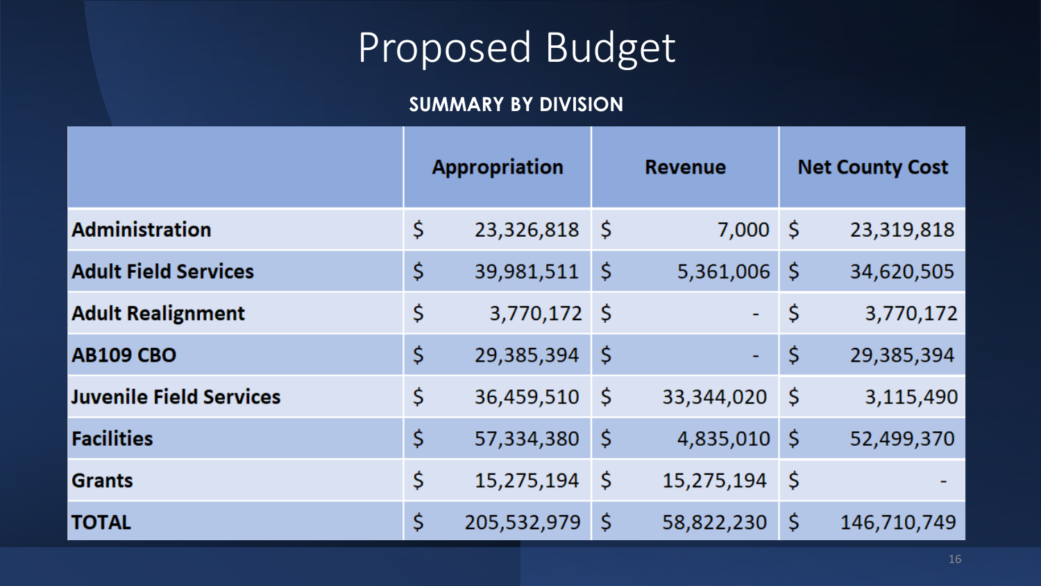# Proposed Budget

**SUMMARY BY DIVISION**

| | Appropriation | Revenue | Net County Cost |
|---|---|---|---|
| **Administration** | $ 23,326,818 | $ 7,000 | $ 23,319,818 |
| **Adult Field Services** | $ 39,981,511 | $ 5,361,006 | $ 34,620,505 |
| **Adult Realignment** | $ 3,770,172 | $ - | $ 3,770,172 |
| **AB109 CBO** | $ 29,385,394 | $ - | $ 29,385,394 |
| **Juvenile Field Services** | $ 36,459,510 | $ 33,344,020 | $ 3,115,490 |
| **Facilities** | $ 57,334,380 | $ 4,835,010 | $ 52,499,370 |
| **Grants** | $ 15,275,194 | $ 15,275,194 | $ - |
| **TOTAL** | $ 205,532,979 | $ 58,822,230 | $ 146,710,749 |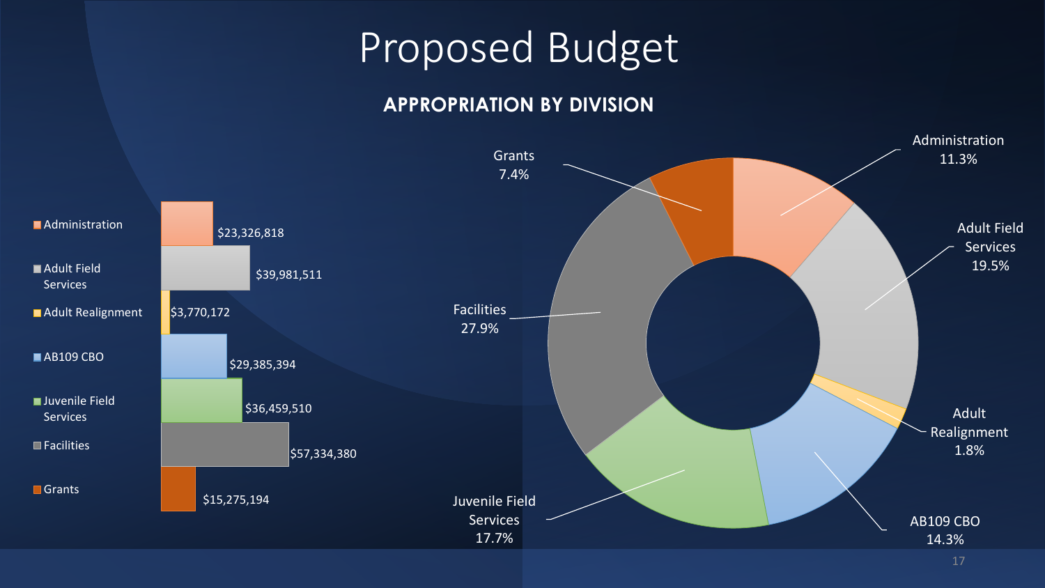# Proposed Budget

## APPROPRIATION BY DIVISION

| Division | Appropriation | Percent |
|---|---|---|
| Administration | $23,326,818 | 11.3% |
| Adult Field Services | $39,981,511 | 19.5% |
| Adult Realignment | $3,770,172 | 1.8% |
| AB109 CBO | $29,385,394 | 14.3% |
| Juvenile Field Services | $36,459,510 | 17.7% |
| Facilities | $57,334,380 | 27.9% |
| Grants | $15,275,194 | 7.4% |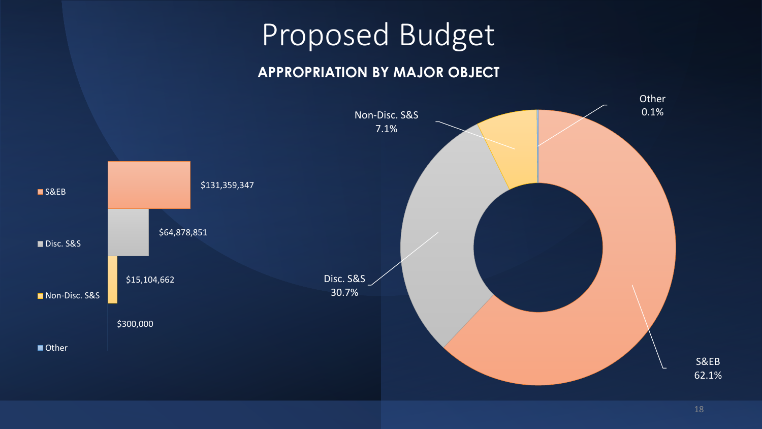# Proposed Budget

## APPROPRIATION BY MAJOR OBJECT

| Major Object | Amount | Percent |
|---|---|---|
| S&EB | $131,359,347 | 62.1% |
| Disc. S&S | $64,878,851 | 30.7% |
| Non-Disc. S&S | $15,104,662 | 7.1% |
| Other | $300,000 | 0.1% |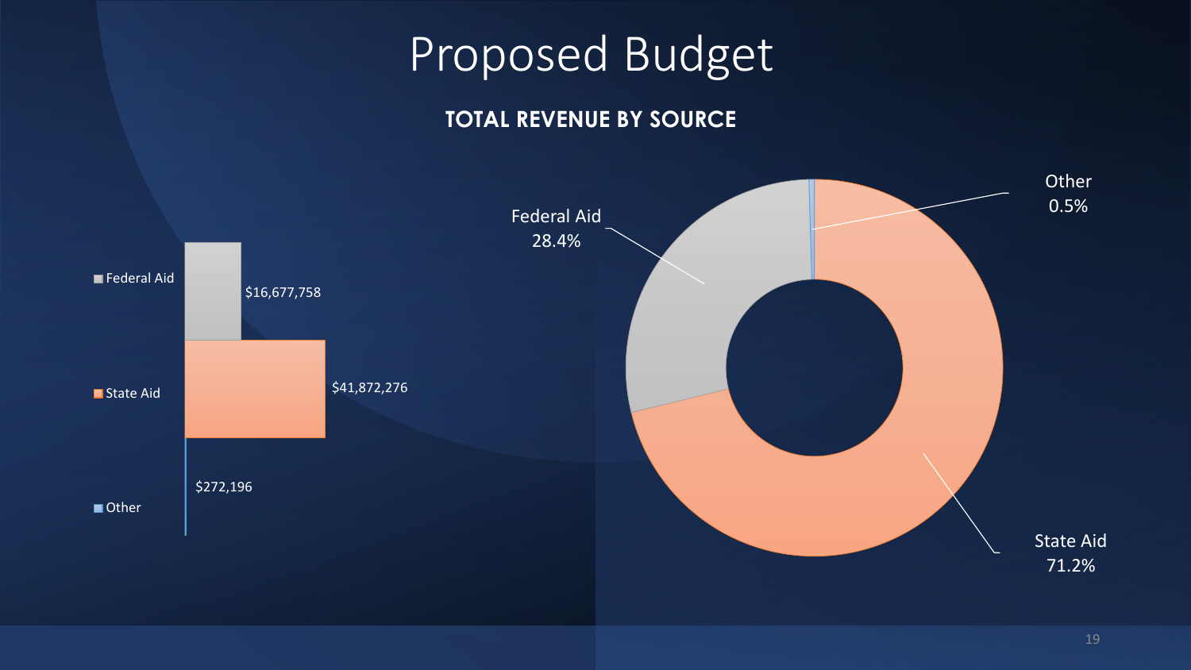# Proposed Budget

**TOTAL REVENUE BY SOURCE**

| Source | Amount | Percent |
| --- | --- | --- |
| Federal Aid | $16,677,758 | 28.4% |
| State Aid | $41,872,276 | 71.2% |
| Other | $272,196 | 0.5% |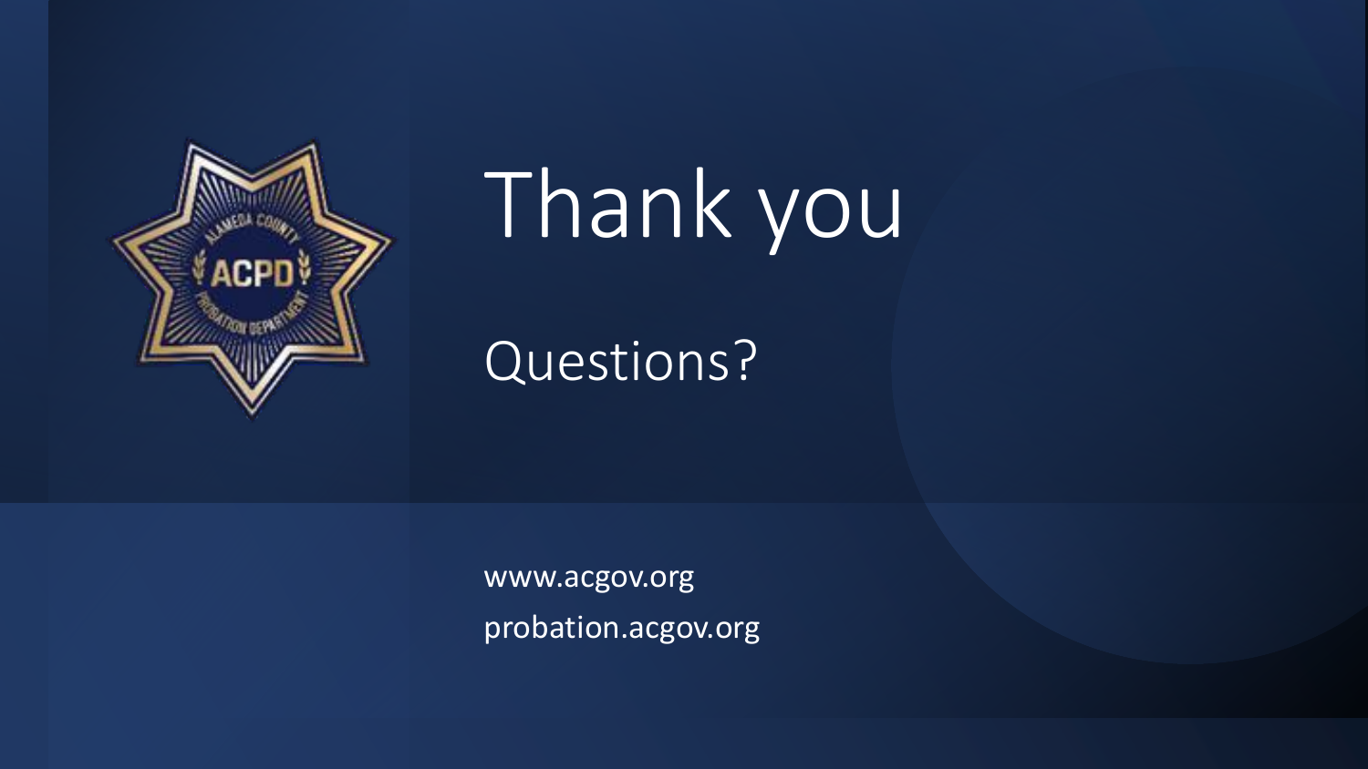# Thank you

## Questions?

www.acgov.org

probation.acgov.org